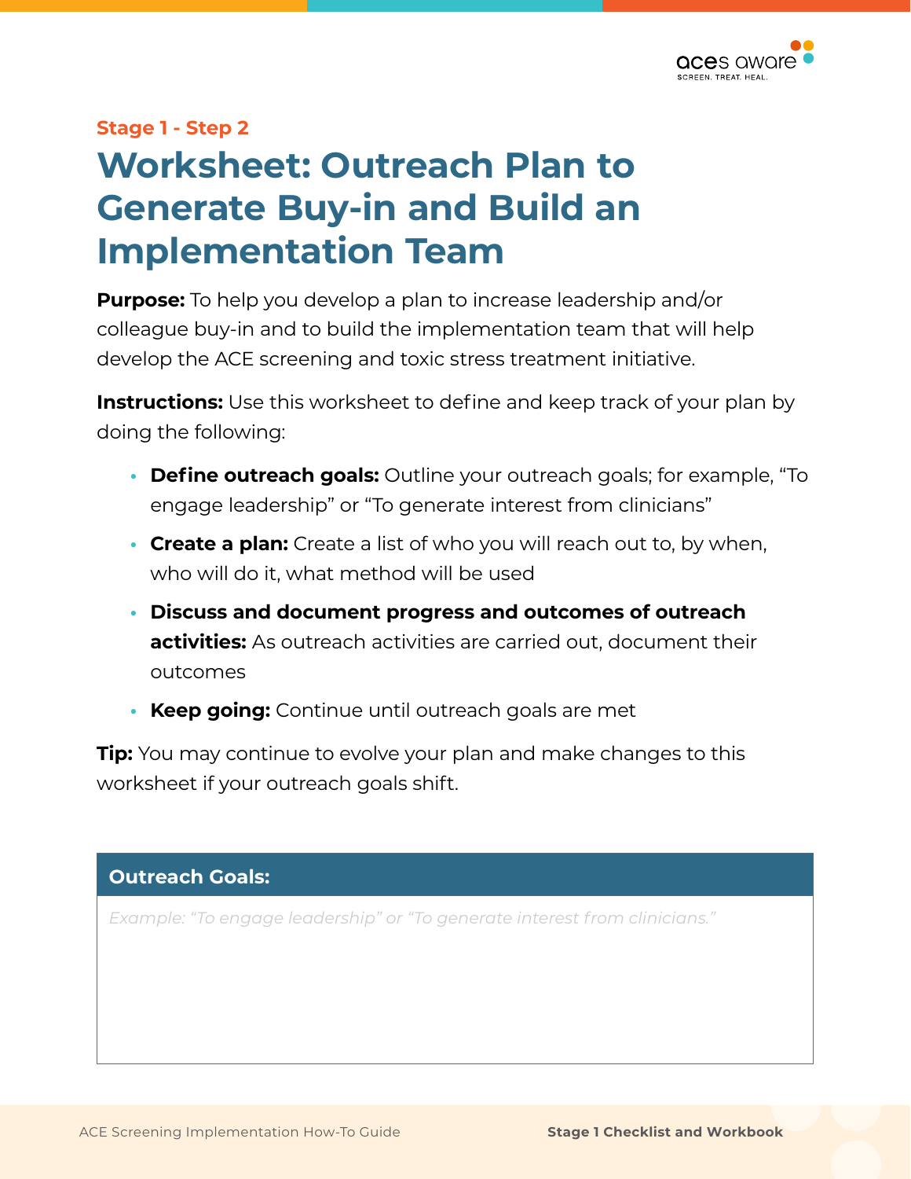Stage 1 - Step 2

# Worksheet: Outreach Plan to Generate Buy-in and Build an Implementation Team

**Purpose:** To help you develop a plan to increase leadership and/or colleague buy-in and to build the implementation team that will help develop the ACE screening and toxic stress treatment initiative.

**Instructions:** Use this worksheet to define and keep track of your plan by doing the following:

- **Define outreach goals:** Outline your outreach goals; for example, "To engage leadership" or "To generate interest from clinicians"
- **Create a plan:** Create a list of who you will reach out to, by when, who will do it, what method will be used
- **Discuss and document progress and outcomes of outreach activities:** As outreach activities are carried out, document their outcomes
- **Keep going:** Continue until outreach goals are met

**Tip:** You may continue to evolve your plan and make changes to this worksheet if your outreach goals shift.

| Outreach Goals: |
| --- |
| *Example: "To engage leadership" or "To generate interest from clinicians."* |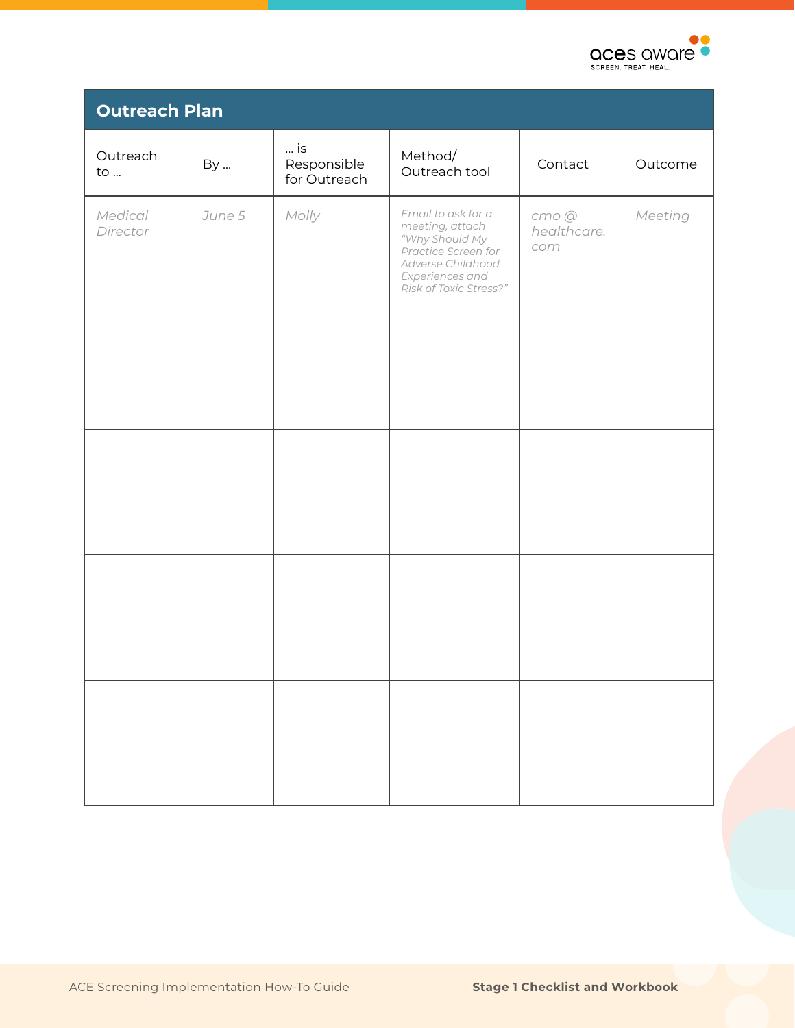## Outreach Plan

| Outreach to … | By … | … is Responsible for Outreach | Method/ Outreach tool | Contact | Outcome |
| --- | --- | --- | --- | --- | --- |
| *Medical Director* | *June 5* | *Molly* | *Email to ask for a meeting, attach "Why Should My Practice Screen for Adverse Childhood Experiences and Risk of Toxic Stress?"* | *cmo@healthcare.com* | *Meeting* |
| | | | | | |
| | | | | | |
| | | | | | |
| | | | | | |